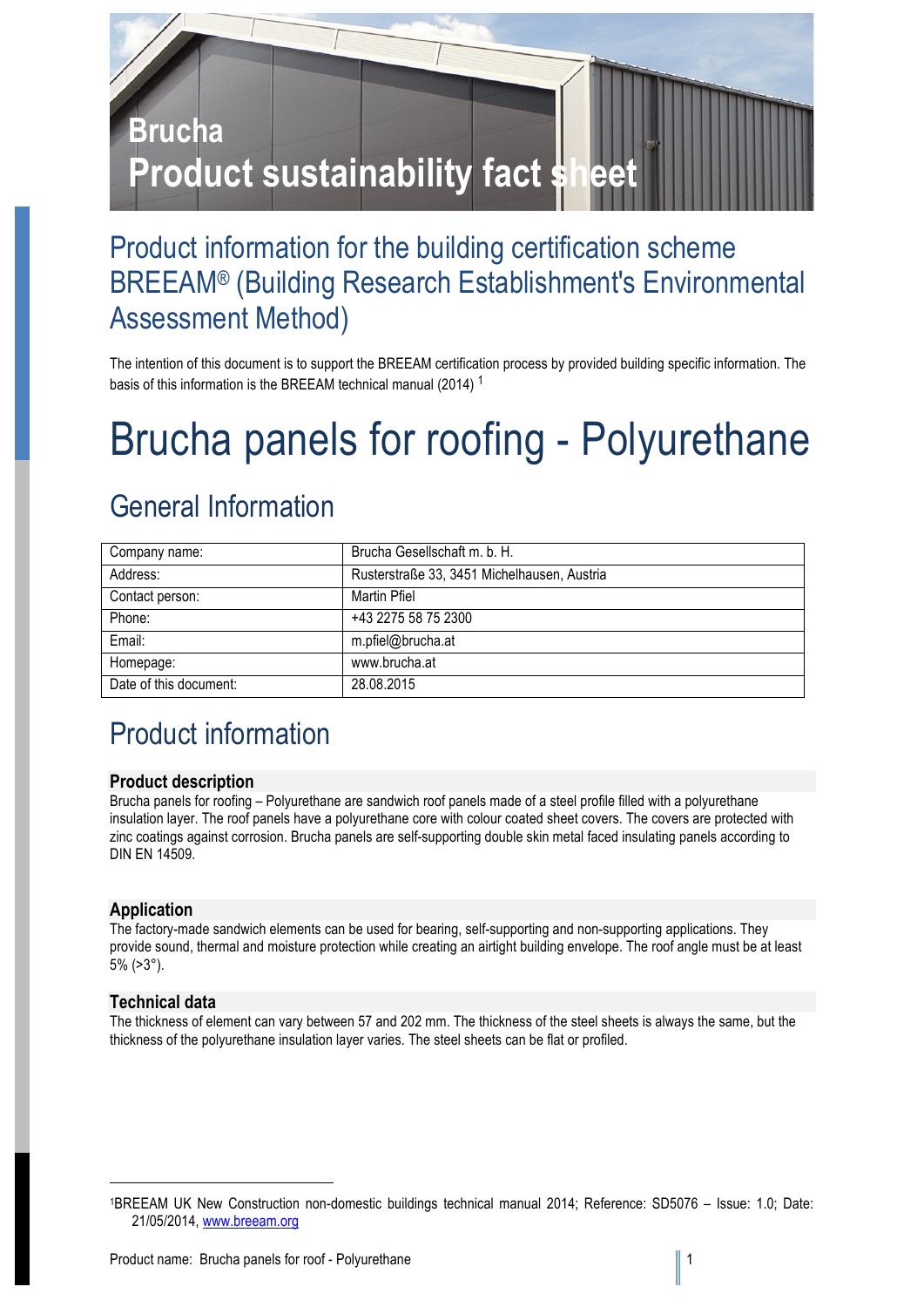**Brucha**
**Product sustainability fact sheet**

## Product information for the building certification scheme BREEAM® (Building Research Establishment's Environmental Assessment Method)

The intention of this document is to support the BREEAM certification process by provided building specific information. The basis of this information is the BREEAM technical manual (2014) [1]

# Brucha panels for roofing - Polyurethane

## General Information

| Company name: | Brucha Gesellschaft m. b. H. |
|---|---|
| Address: | Rusterstraße 33, 3451 Michelhausen, Austria |
| Contact person: | Martin Pfiel |
| Phone: | +43 2275 58 75 2300 |
| Email: | m.pfiel@brucha.at |
| Homepage: | www.brucha.at |
| Date of this document: | 28.08.2015 |

## Product information

### Product description

Brucha panels for roofing – Polyurethane are sandwich roof panels made of a steel profile filled with a polyurethane insulation layer. The roof panels have a polyurethane core with colour coated sheet covers. The covers are protected with zinc coatings against corrosion. Brucha panels are self-supporting double skin metal faced insulating panels according to DIN EN 14509.

### Application

The factory-made sandwich elements can be used for bearing, self-supporting and non-supporting applications. They provide sound, thermal and moisture protection while creating an airtight building envelope. The roof angle must be at least 5% (>3°).

### Technical data

The thickness of element can vary between 57 and 202 mm. The thickness of the steel sheets is always the same, but the thickness of the polyurethane insulation layer varies. The steel sheets can be flat or profiled.

---

[1] BREEAM UK New Construction non-domestic buildings technical manual 2014; Reference: SD5076 – Issue: 1.0; Date: 21/05/2014, www.breeam.org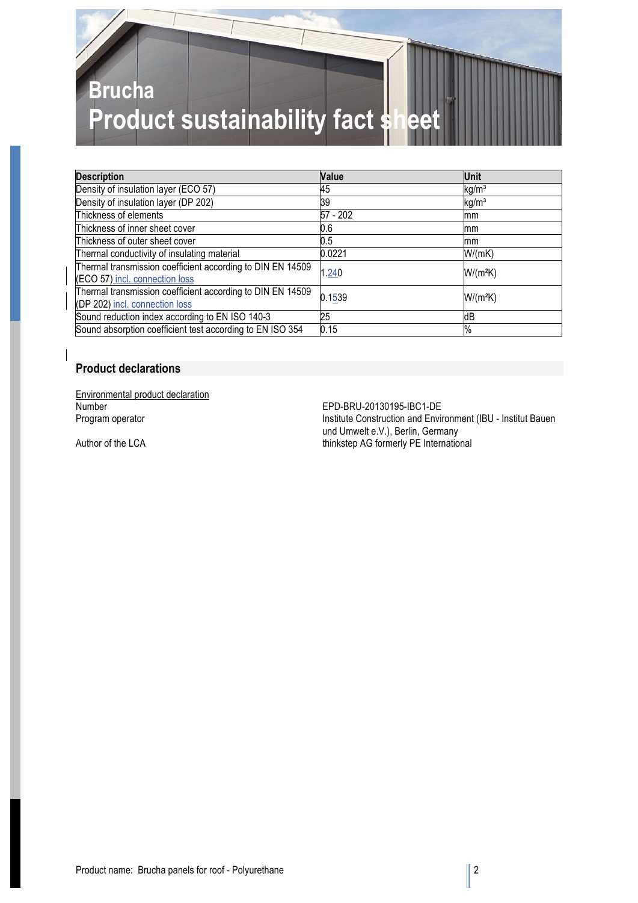// Brucha
# Product sustainability fact sheet

| Description | Value | Unit |
|---|---|---|
| Density of insulation layer (ECO 57) | 45 | kg/m³ |
| Density of insulation layer (DP 202) | 39 | kg/m³ |
| Thickness of elements | 57 - 202 | mm |
| Thickness of inner sheet cover | 0.6 | mm |
| Thickness of outer sheet cover | 0.5 | mm |
| Thermal conductivity of insulating material | 0.0221 | W/(mK) |
| Thermal transmission coefficient according to DIN EN 14509 (ECO 57) incl. connection loss | 1.240 | W/(m²K) |
| Thermal transmission coefficient according to DIN EN 14509 (DP 202) incl. connection loss | 0.1539 | W/(m²K) |
| Sound reduction index according to EN ISO 140-3 | 25 | dB |
| Sound absorption coefficient test according to EN ISO 354 | 0.15 | % |

## Product declarations

Environmental product declaration

| | |
|---|---|
| Number | EPD-BRU-20130195-IBC1-DE |
| Program operator | Institute Construction and Environment (IBU - Institut Bauen und Umwelt e.V.), Berlin, Germany |
| Author of the LCA | thinkstep AG formerly PE International |

Product name: Brucha panels for roof - Polyurethane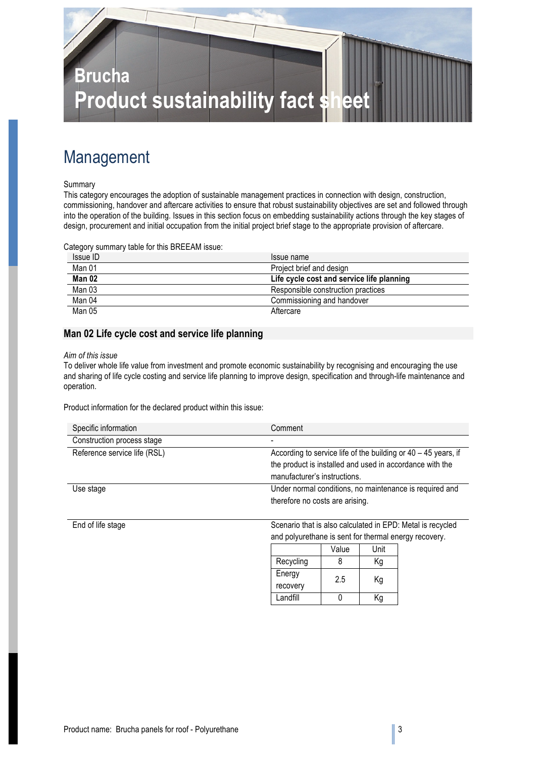# Brucha
# Product sustainability fact sheet

## Management

Summary

This category encourages the adoption of sustainable management practices in connection with design, construction, commissioning, handover and aftercare activities to ensure that robust sustainability objectives are set and followed through into the operation of the building. Issues in this section focus on embedding sustainability actions through the key stages of design, procurement and initial occupation from the initial project brief stage to the appropriate provision of aftercare.

Category summary table for this BREEAM issue:

| Issue ID | Issue name |
|---|---|
| Man 01 | Project brief and design |
| **Man 02** | **Life cycle cost and service life planning** |
| Man 03 | Responsible construction practices |
| Man 04 | Commissioning and handover |
| Man 05 | Aftercare |

### Man 02 Life cycle cost and service life planning

*Aim of this issue*

To deliver whole life value from investment and promote economic sustainability by recognising and encouraging the use and sharing of life cycle costing and service life planning to improve design, specification and through-life maintenance and operation.

Product information for the declared product within this issue:

| Specific information | Comment |
|---|---|
| Construction process stage | - |
| Reference service life (RSL) | According to service life of the building or 40 – 45 years, if the product is installed and used in accordance with the manufacturer's instructions. |
| Use stage | Under normal conditions, no maintenance is required and therefore no costs are arising. |
| End of life stage | Scenario that is also calculated in EPD: Metal is recycled and polyurethane is sent for thermal energy recovery. |

| | Value | Unit |
|---|---|---|
| Recycling | 8 | Kg |
| Energy recovery | 2.5 | Kg |
| Landfill | 0 | Kg |

Product name: Brucha panels for roof - Polyurethane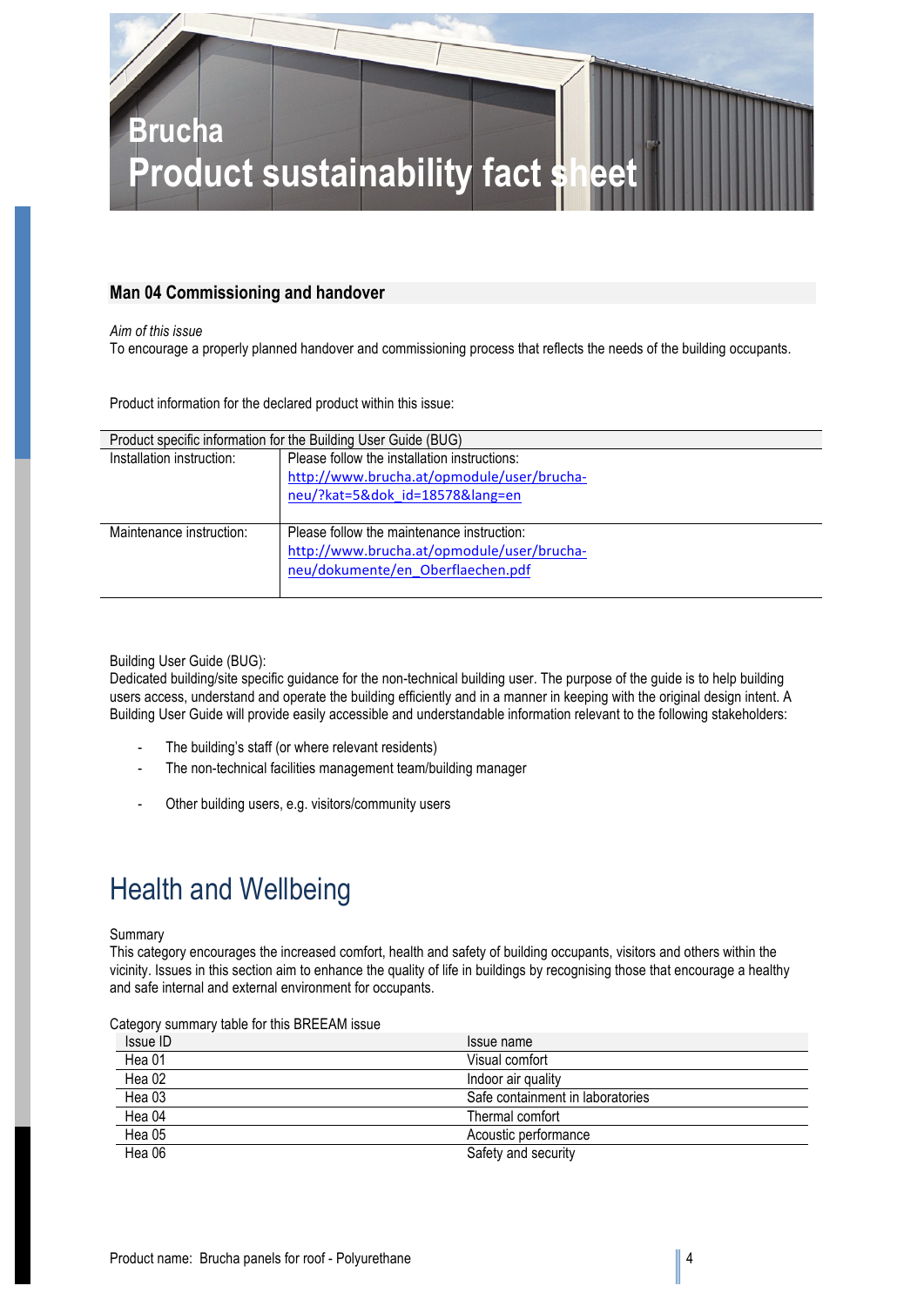## Man 04 Commissioning and handover

*Aim of this issue*
To encourage a properly planned handover and commissioning process that reflects the needs of the building occupants.

Product information for the declared product within this issue:

| Product specific information for the Building User Guide (BUG) | |
|---|---|
| Installation instruction: | Please follow the installation instructions: http://www.brucha.at/opmodule/user/brucha-neu/?kat=5&dok_id=18578&lang=en |
| Maintenance instruction: | Please follow the maintenance instruction: http://www.brucha.at/opmodule/user/brucha-neu/dokumente/en_Oberflaechen.pdf |

Building User Guide (BUG):
Dedicated building/site specific guidance for the non-technical building user. The purpose of the guide is to help building users access, understand and operate the building efficiently and in a manner in keeping with the original design intent. A Building User Guide will provide easily accessible and understandable information relevant to the following stakeholders:

- The building's staff (or where relevant residents)
- The non-technical facilities management team/building manager
- Other building users, e.g. visitors/community users

# Health and Wellbeing

Summary
This category encourages the increased comfort, health and safety of building occupants, visitors and others within the vicinity. Issues in this section aim to enhance the quality of life in buildings by recognising those that encourage a healthy and safe internal and external environment for occupants.

Category summary table for this BREEAM issue

| Issue ID | Issue name |
|---|---|
| Hea 01 | Visual comfort |
| Hea 02 | Indoor air quality |
| Hea 03 | Safe containment in laboratories |
| Hea 04 | Thermal comfort |
| Hea 05 | Acoustic performance |
| Hea 06 | Safety and security |

Product name: Brucha panels for roof - Polyurethane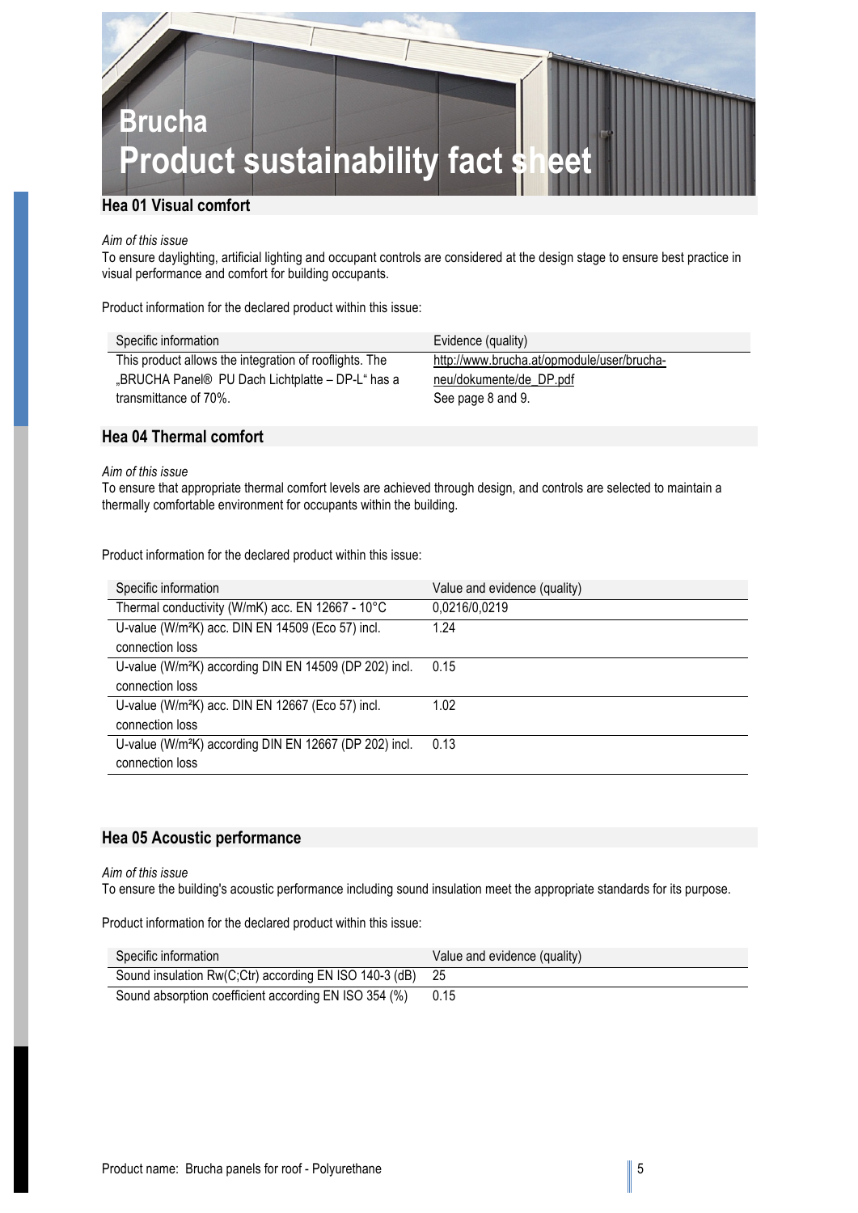# Brucha
# Product sustainability fact sheet

## Hea 01 Visual comfort

*Aim of this issue*
To ensure daylighting, artificial lighting and occupant controls are considered at the design stage to ensure best practice in visual performance and comfort for building occupants.

Product information for the declared product within this issue:

| Specific information | Evidence (quality) |
|---|---|
| This product allows the integration of rooflights. The „BRUCHA Panel® PU Dach Lichtplatte – DP-L" has a transmittance of 70%. | http://www.brucha.at/opmodule/user/brucha-neu/dokumente/de_DP.pdf See page 8 and 9. |

## Hea 04 Thermal comfort

*Aim of this issue*
To ensure that appropriate thermal comfort levels are achieved through design, and controls are selected to maintain a thermally comfortable environment for occupants within the building.

Product information for the declared product within this issue:

| Specific information | Value and evidence (quality) |
|---|---|
| Thermal conductivity (W/mK) acc. EN 12667 - 10°C | 0,0216/0,0219 |
| U-value (W/m²K) acc. DIN EN 14509 (Eco 57) incl. connection loss | 1.24 |
| U-value (W/m²K) according DIN EN 14509 (DP 202) incl. connection loss | 0.15 |
| U-value (W/m²K) acc. DIN EN 12667 (Eco 57) incl. connection loss | 1.02 |
| U-value (W/m²K) according DIN EN 12667 (DP 202) incl. connection loss | 0.13 |

## Hea 05 Acoustic performance

*Aim of this issue*
To ensure the building's acoustic performance including sound insulation meet the appropriate standards for its purpose.

Product information for the declared product within this issue:

| Specific information | Value and evidence (quality) |
|---|---|
| Sound insulation Rw(C;Ctr) according EN ISO 140-3 (dB) | 25 |
| Sound absorption coefficient according EN ISO 354 (%) | 0.15 |

Product name: Brucha panels for roof - Polyurethane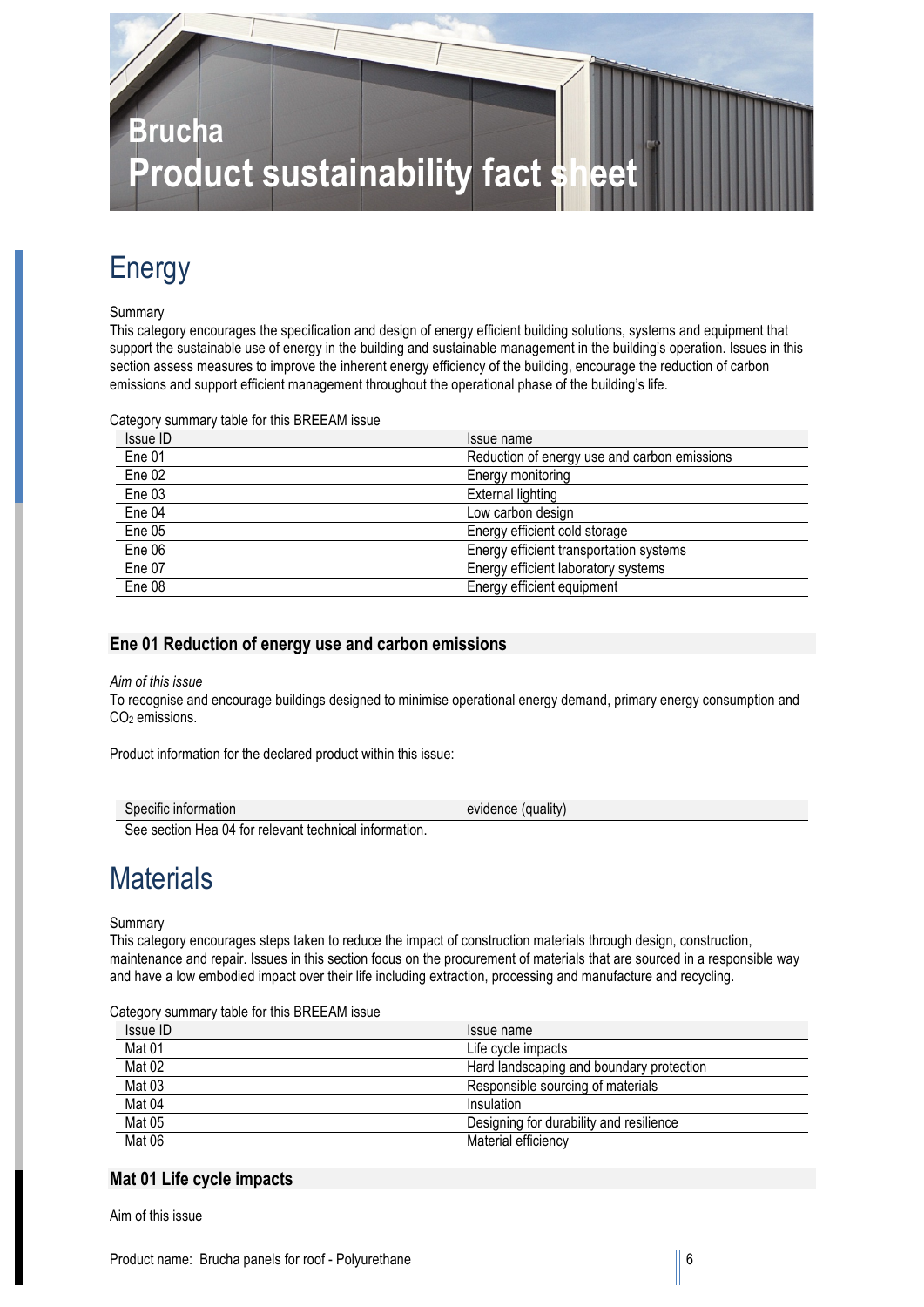// Brucha
# Product sustainability fact sheet

## Energy

Summary

This category encourages the specification and design of energy efficient building solutions, systems and equipment that support the sustainable use of energy in the building and sustainable management in the building's operation. Issues in this section assess measures to improve the inherent energy efficiency of the building, encourage the reduction of carbon emissions and support efficient management throughout the operational phase of the building's life.

Category summary table for this BREEAM issue

| Issue ID | Issue name |
| --- | --- |
| Ene 01 | Reduction of energy use and carbon emissions |
| Ene 02 | Energy monitoring |
| Ene 03 | External lighting |
| Ene 04 | Low carbon design |
| Ene 05 | Energy efficient cold storage |
| Ene 06 | Energy efficient transportation systems |
| Ene 07 | Energy efficient laboratory systems |
| Ene 08 | Energy efficient equipment |

### Ene 01 Reduction of energy use and carbon emissions

*Aim of this issue*

To recognise and encourage buildings designed to minimise operational energy demand, primary energy consumption and $CO_2$ emissions.

Product information for the declared product within this issue:

| Specific information | evidence (quality) |
| --- | --- |
| See section Hea 04 for relevant technical information. | |

## Materials

Summary

This category encourages steps taken to reduce the impact of construction materials through design, construction, maintenance and repair. Issues in this section focus on the procurement of materials that are sourced in a responsible way and have a low embodied impact over their life including extraction, processing and manufacture and recycling.

Category summary table for this BREEAM issue

| Issue ID | Issue name |
| --- | --- |
| Mat 01 | Life cycle impacts |
| Mat 02 | Hard landscaping and boundary protection |
| Mat 03 | Responsible sourcing of materials |
| Mat 04 | Insulation |
| Mat 05 | Designing for durability and resilience |
| Mat 06 | Material efficiency |

### Mat 01 Life cycle impacts

Aim of this issue

Product name: Brucha panels for roof - Polyurethane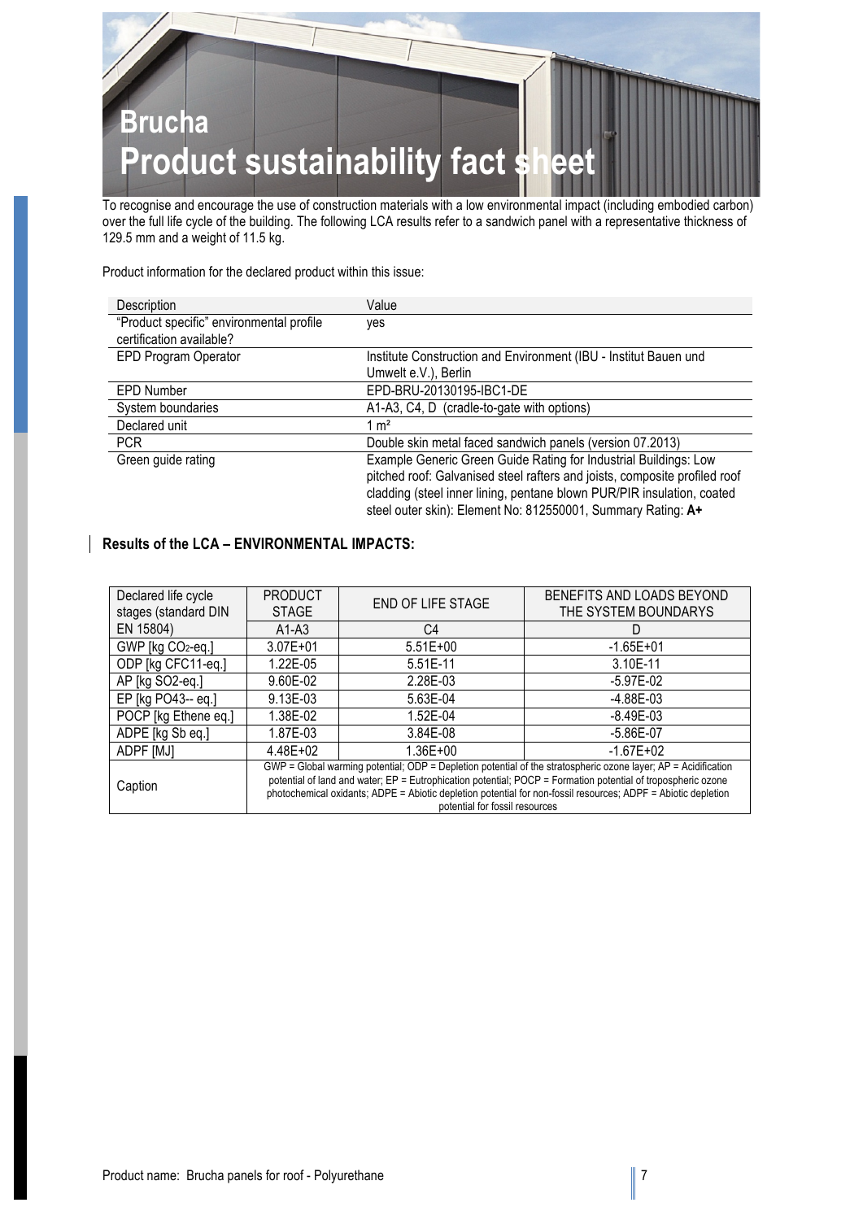# Brucha
# Product sustainability fact sheet

To recognise and encourage the use of construction materials with a low environmental impact (including embodied carbon) over the full life cycle of the building. The following LCA results refer to a sandwich panel with a representative thickness of 129.5 mm and a weight of 11.5 kg.

Product information for the declared product within this issue:

| Description | Value |
|---|---|
| "Product specific" environmental profile certification available? | yes |
| EPD Program Operator | Institute Construction and Environment (IBU - Institut Bauen und Umwelt e.V.), Berlin |
| EPD Number | EPD-BRU-20130195-IBC1-DE |
| System boundaries | A1-A3, C4, D (cradle-to-gate with options) |
| Declared unit | 1 m² |
| PCR | Double skin metal faced sandwich panels (version 07.2013) |
| Green guide rating | Example Generic Green Guide Rating for Industrial Buildings: Low pitched roof: Galvanised steel rafters and joists, composite profiled roof cladding (steel inner lining, pentane blown PUR/PIR insulation, coated steel outer skin): Element No: 812550001, Summary Rating: **A+** |

### Results of the LCA – ENVIRONMENTAL IMPACTS:

| Declared life cycle stages (standard DIN EN 15804) | PRODUCT STAGE | END OF LIFE STAGE | BENEFITS AND LOADS BEYOND THE SYSTEM BOUNDARYS |
|---|---|---|---|
| | A1-A3 | C4 | D |
| GWP [kg $CO_2$-eq.] | 3.07E+01 | 5.51E+00 | -1.65E+01 |
| ODP [kg CFC11-eq.] | 1.22E-05 | 5.51E-11 | 3.10E-11 |
| AP [kg SO2-eq.] | 9.60E-02 | 2.28E-03 | -5.97E-02 |
| EP [kg PO43-- eq.] | 9.13E-03 | 5.63E-04 | -4.88E-03 |
| POCP [kg Ethene eq.] | 1.38E-02 | 1.52E-04 | -8.49E-03 |
| ADPE [kg Sb eq.] | 1.87E-03 | 3.84E-08 | -5.86E-07 |
| ADPF [MJ] | 4.48E+02 | 1.36E+00 | -1.67E+02 |
| Caption | GWP = Global warming potential; ODP = Depletion potential of the stratospheric ozone layer; AP = Acidification potential of land and water; EP = Eutrophication potential; POCP = Formation potential of tropospheric ozone photochemical oxidants; ADPE = Abiotic depletion potential for non-fossil resources; ADPF = Abiotic depletion potential for fossil resources | | |

Product name: Brucha panels for roof - Polyurethane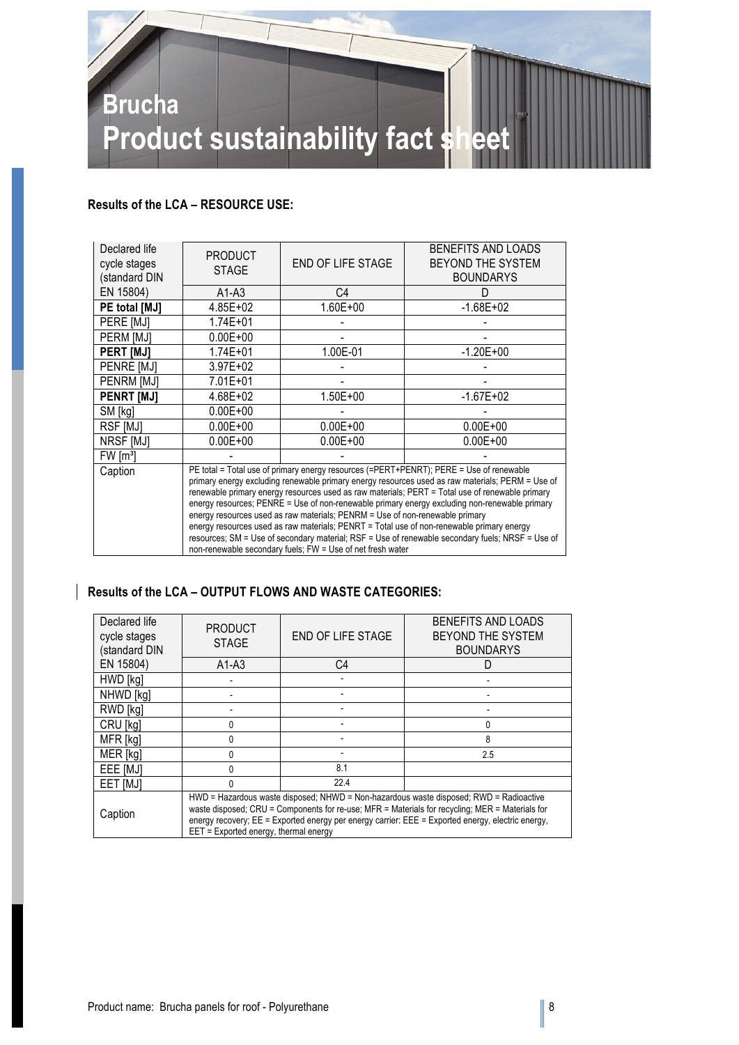Brucha
Product sustainability fact sheet

**Results of the LCA – RESOURCE USE:**

| Declared life cycle stages (standard DIN EN 15804) | PRODUCT STAGE | END OF LIFE STAGE | BENEFITS AND LOADS BEYOND THE SYSTEM BOUNDARYS |
|---|---|---|---|
| | A1-A3 | C4 | D |
| **PE total [MJ]** | 4.85E+02 | 1.60E+00 | -1.68E+02 |
| PERE [MJ] | 1.74E+01 | - | - |
| PERM [MJ] | 0.00E+00 | - | - |
| **PERT [MJ]** | 1.74E+01 | 1.00E-01 | -1.20E+00 |
| PENRE [MJ] | 3.97E+02 | - | - |
| PENRM [MJ] | 7.01E+01 | - | - |
| **PENRT [MJ]** | 4.68E+02 | 1.50E+00 | -1.67E+02 |
| SM [kg] | 0.00E+00 | - | - |
| RSF [MJ] | 0.00E+00 | 0.00E+00 | 0.00E+00 |
| NRSF [MJ] | 0.00E+00 | 0.00E+00 | 0.00E+00 |
| FW [m³] | - | - | - |
| Caption | PE total = Total use of primary energy resources (=PERT+PENRT); PERE = Use of renewable primary energy excluding renewable primary energy resources used as raw materials; PERM = Use of renewable primary energy resources used as raw materials; PERT = Total use of renewable primary energy resources; PENRE = Use of non-renewable primary energy excluding non-renewable primary energy resources used as raw materials; PENRM = Use of non-renewable primary energy resources used as raw materials; PENRT = Total use of non-renewable primary energy resources; SM = Use of secondary material; RSF = Use of renewable secondary fuels; NRSF = Use of non-renewable secondary fuels; FW = Use of net fresh water | | |

**Results of the LCA – OUTPUT FLOWS AND WASTE CATEGORIES:**

| Declared life cycle stages (standard DIN EN 15804) | PRODUCT STAGE | END OF LIFE STAGE | BENEFITS AND LOADS BEYOND THE SYSTEM BOUNDARYS |
|---|---|---|---|
| | A1-A3 | C4 | D |
| HWD [kg] | - | - | - |
| NHWD [kg] | - | - | - |
| RWD [kg] | - | - | - |
| CRU [kg] | 0 | - | 0 |
| MFR [kg] | 0 | - | 8 |
| MER [kg] | 0 | - | 2.5 |
| EEE [MJ] | 0 | 8.1 | |
| EET [MJ] | 0 | 22.4 | |
| Caption | HWD = Hazardous waste disposed; NHWD = Non-hazardous waste disposed; RWD = Radioactive waste disposed; CRU = Components for re-use; MFR = Materials for recycling; MER = Materials for energy recovery; EE = Exported energy per energy carrier: EEE = Exported energy, electric energy, EET = Exported energy, thermal energy | | |

Product name: Brucha panels for roof - Polyurethane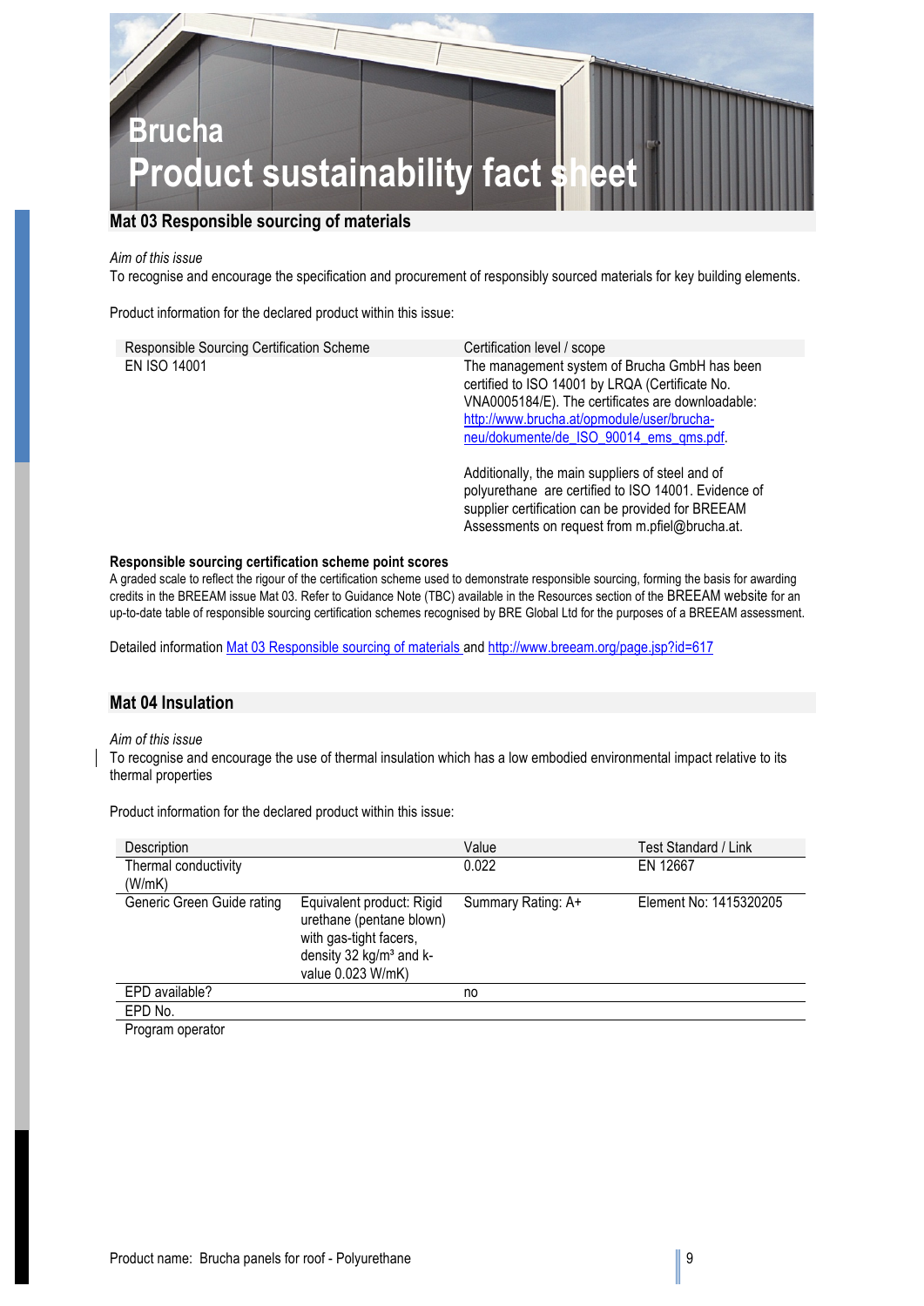# Brucha
# Product sustainability fact sheet

## Mat 03 Responsible sourcing of materials

*Aim of this issue*

To recognise and encourage the specification and procurement of responsibly sourced materials for key building elements.

Product information for the declared product within this issue:

| Responsible Sourcing Certification Scheme | Certification level / scope |
|---|---|
| EN ISO 14001 | The management system of Brucha GmbH has been certified to ISO 14001 by LRQA (Certificate No. VNA0005184/E). The certificates are downloadable: [http://www.brucha.at/opmodule/user/brucha-neu/dokumente/de_ISO_90014_ems_qms.pdf](http://www.brucha.at/opmodule/user/brucha-neu/dokumente/de_ISO_90014_ems_qms.pdf).<br><br>Additionally, the main suppliers of steel and of polyurethane are certified to ISO 14001. Evidence of supplier certification can be provided for BREEAM Assessments on request from m.pfiel@brucha.at. |

**Responsible sourcing certification scheme point scores**

A graded scale to reflect the rigour of the certification scheme used to demonstrate responsible sourcing, forming the basis for awarding credits in the BREEAM issue Mat 03. Refer to Guidance Note (TBC) available in the Resources section of the BREEAM website for an up-to-date table of responsible sourcing certification schemes recognised by BRE Global Ltd for the purposes of a BREEAM assessment.

Detailed information Mat 03 Responsible sourcing of materials and [http://www.breeam.org/page.jsp?id=617](http://www.breeam.org/page.jsp?id=617)

## Mat 04 Insulation

*Aim of this issue*

To recognise and encourage the use of thermal insulation which has a low embodied environmental impact relative to its thermal properties

Product information for the declared product within this issue:

| Description | | Value | Test Standard / Link |
|---|---|---|---|
| Thermal conductivity (W/mK) | | 0.022 | EN 12667 |
| Generic Green Guide rating | Equivalent product: Rigid urethane (pentane blown) with gas-tight facers, density 32 kg/m³ and k-value 0.023 W/mK) | Summary Rating: A+ | Element No: 1415320205 |
| EPD available? | | no | |
| EPD No. | | | |
| Program operator | | | |

Product name: Brucha panels for roof - Polyurethane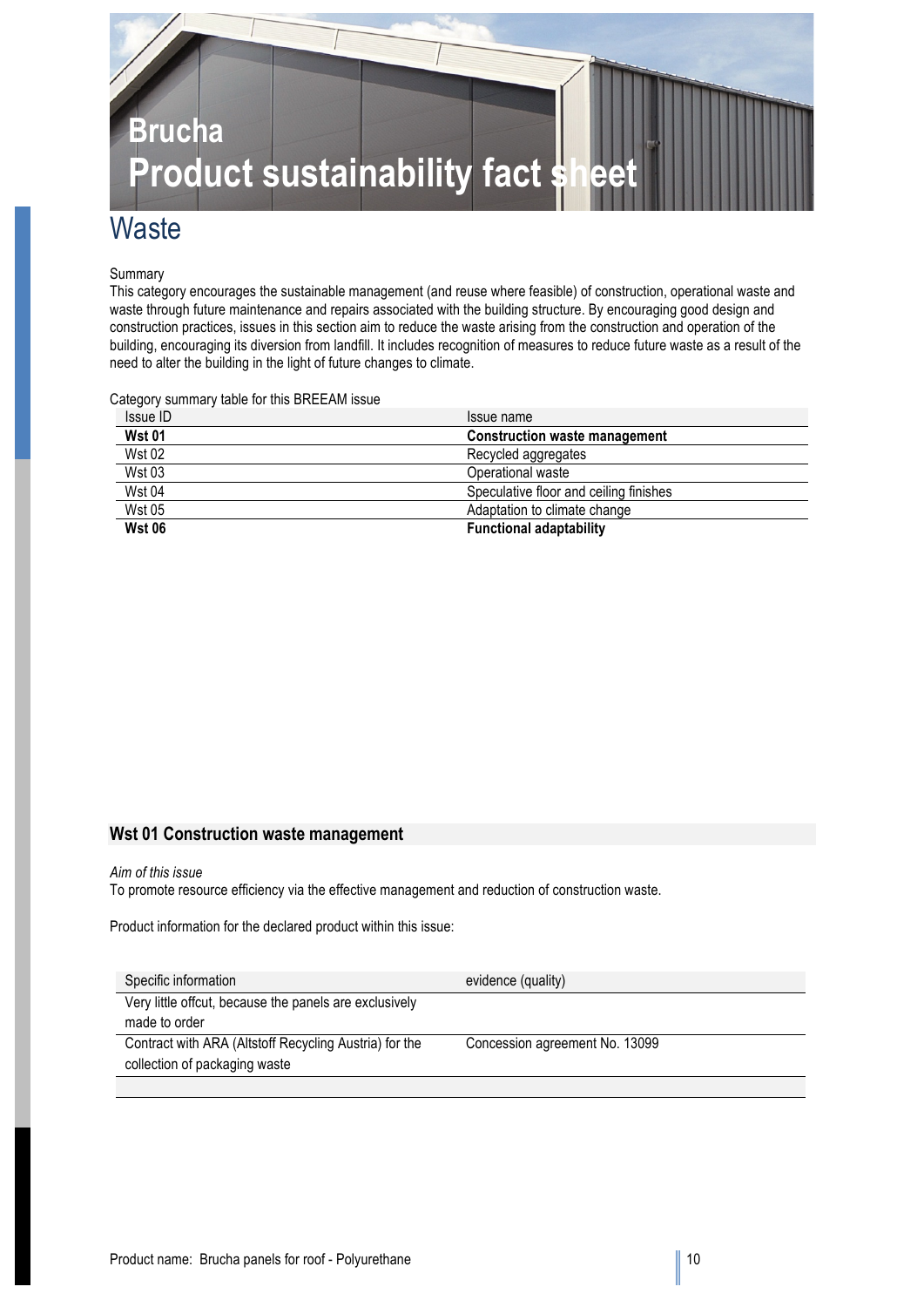# Brucha
# Product sustainability fact sheet

## Waste

Summary

This category encourages the sustainable management (and reuse where feasible) of construction, operational waste and waste through future maintenance and repairs associated with the building structure. By encouraging good design and construction practices, issues in this section aim to reduce the waste arising from the construction and operation of the building, encouraging its diversion from landfill. It includes recognition of measures to reduce future waste as a result of the need to alter the building in the light of future changes to climate.

Category summary table for this BREEAM issue

| Issue ID | Issue name |
|---|---|
| **Wst 01** | **Construction waste management** |
| Wst 02 | Recycled aggregates |
| Wst 03 | Operational waste |
| Wst 04 | Speculative floor and ceiling finishes |
| Wst 05 | Adaptation to climate change |
| **Wst 06** | **Functional adaptability** |

### Wst 01 Construction waste management

*Aim of this issue*

To promote resource efficiency via the effective management and reduction of construction waste.

Product information for the declared product within this issue:

| Specific information | evidence (quality) |
|---|---|
| Very little offcut, because the panels are exclusively made to order | |
| Contract with ARA (Altstoff Recycling Austria) for the collection of packaging waste | Concession agreement No. 13099 |
| | |

Product name: Brucha panels for roof - Polyurethane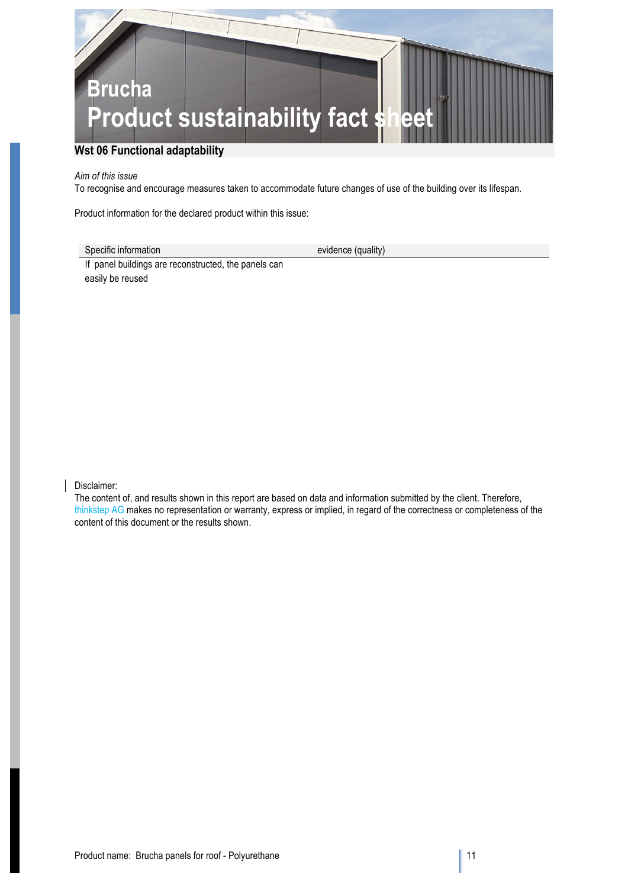# Brucha
# Product sustainability fact sheet

## Wst 06 Functional adaptability

*Aim of this issue*

To recognise and encourage measures taken to accommodate future changes of use of the building over its lifespan.

Product information for the declared product within this issue:

| Specific information | evidence (quality) |
|---|---|
| If panel buildings are reconstructed, the panels can easily be reused | |

Disclaimer:

The content of, and results shown in this report are based on data and information submitted by the client. Therefore, thinkstep AG makes no representation or warranty, express or implied, in regard of the correctness or completeness of the content of this document or the results shown.

Product name: Brucha panels for roof - Polyurethane